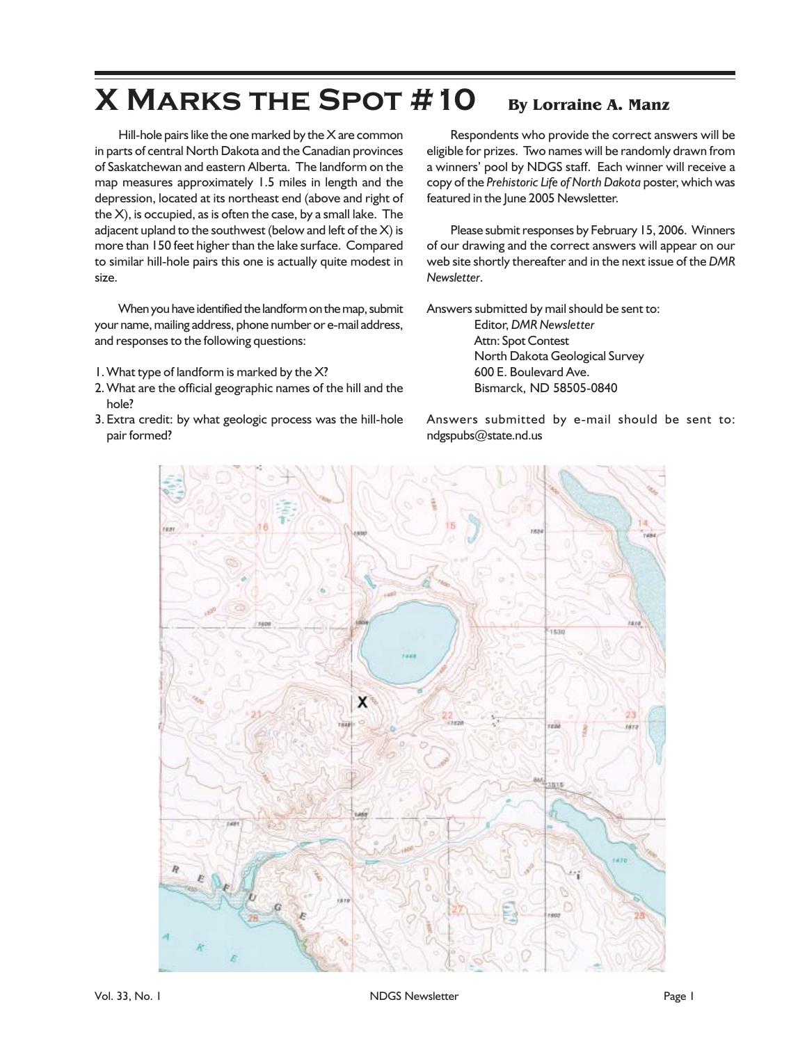# X Marks the Spot #10

**By Lorraine A. Manz**

Hill-hole pairs like the one marked by the X are common in parts of central North Dakota and the Canadian provinces of Saskatchewan and eastern Alberta. The landform on the map measures approximately 1.5 miles in length and the depression, located at its northeast end (above and right of the X), is occupied, as is often the case, by a small lake. The adjacent upland to the southwest (below and left of the X) is more than 150 feet higher than the lake surface. Compared to similar hill-hole pairs this one is actually quite modest in size.

When you have identified the landform on the map, submit your name, mailing address, phone number or e-mail address, and responses to the following questions:

1. What type of landform is marked by the X?
2. What are the official geographic names of the hill and the hole?
3. Extra credit: by what geologic process was the hill-hole pair formed?

Respondents who provide the correct answers will be eligible for prizes. Two names will be randomly drawn from a winners' pool by NDGS staff. Each winner will receive a copy of the *Prehistoric Life of North Dakota* poster, which was featured in the June 2005 Newsletter.

Please submit responses by February 15, 2006. Winners of our drawing and the correct answers will appear on our web site shortly thereafter and in the next issue of the *DMR Newsletter*.

Answers submitted by mail should be sent to:

Editor, *DMR Newsletter*
Attn: Spot Contest
North Dakota Geological Survey
600 E. Boulevard Ave.
Bismarck, ND 58505-0840

Answers submitted by e-mail should be sent to: ndgspubs@state.nd.us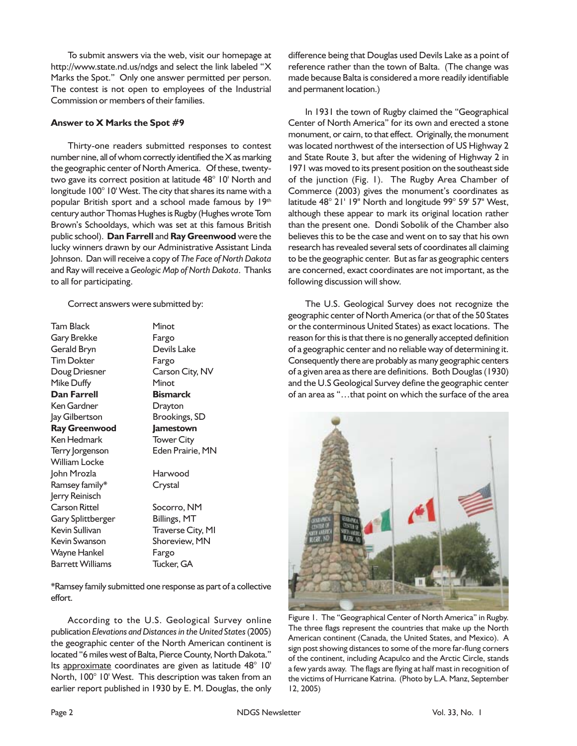To submit answers via the web, visit our homepage at http://www.state.nd.us/ndgs and select the link labeled "X Marks the Spot." Only one answer permitted per person. The contest is not open to employees of the Industrial Commission or members of their families.

**Answer to X Marks the Spot #9**

Thirty-one readers submitted responses to contest number nine, all of whom correctly identified the X as marking the geographic center of North America. Of these, twenty-two gave its correct position at latitude 48° 10' North and longitude 100° 10' West. The city that shares its name with a popular British sport and a school made famous by 19th century author Thomas Hughes is Rugby (Hughes wrote Tom Brown's Schooldays, which was set at this famous British public school). **Dan Farrell** and **Ray Greenwood** were the lucky winners drawn by our Administrative Assistant Linda Johnson. Dan will receive a copy of *The Face of North Dakota* and Ray will receive a *Geologic Map of North Dakota*. Thanks to all for participating.

Correct answers were submitted by:

| | |
|---|---|
| Tam Black | Minot |
| Gary Brekke | Fargo |
| Gerald Bryn | Devils Lake |
| Tim Dokter | Fargo |
| Doug Driesner | Carson City, NV |
| Mike Duffy | Minot |
| **Dan Farrell** | **Bismarck** |
| Ken Gardner | Drayton |
| Jay Gilbertson | Brookings, SD |
| **Ray Greenwood** | **Jamestown** |
| Ken Hedmark | Tower City |
| Terry Jorgenson | Eden Prairie, MN |
| William Locke | |
| John Mrozla | Harwood |
| Ramsey family* | Crystal |
| Jerry Reinisch | |
| Carson Rittel | Socorro, NM |
| Gary Splittberger | Billings, MT |
| Kevin Sullivan | Traverse City, MI |
| Kevin Swanson | Shoreview, MN |
| Wayne Hankel | Fargo |
| Barrett Williams | Tucker, GA |

*Ramsey family submitted one response as part of a collective effort.

According to the U.S. Geological Survey online publication *Elevations and Distances in the United States* (2005) the geographic center of the North American continent is located "6 miles west of Balta, Pierce County, North Dakota." Its approximate coordinates are given as latitude 48° 10' North, 100° 10' West. This description was taken from an earlier report published in 1930 by E. M. Douglas, the only difference being that Douglas used Devils Lake as a point of reference rather than the town of Balta. (The change was made because Balta is considered a more readily identifiable and permanent location.)

In 1931 the town of Rugby claimed the "Geographical Center of North America" for its own and erected a stone monument, or cairn, to that effect. Originally, the monument was located northwest of the intersection of US Highway 2 and State Route 3, but after the widening of Highway 2 in 1971 was moved to its present position on the southeast side of the junction (Fig. 1). The Rugby Area Chamber of Commerce (2003) gives the monument's coordinates as latitude 48° 21' 19" North and longitude 99° 59' 57" West, although these appear to mark its original location rather than the present one. Dondi Sobolik of the Chamber also believes this to be the case and went on to say that his own research has revealed several sets of coordinates all claiming to be the geographic center. But as far as geographic centers are concerned, exact coordinates are not important, as the following discussion will show.

The U.S. Geological Survey does not recognize the geographic center of North America (or that of the 50 States or the conterminous United States) as exact locations. The reason for this is that there is no generally accepted definition of a geographic center and no reliable way of determining it. Consequently there are probably as many geographic centers of a given area as there are definitions. Both Douglas (1930) and the U.S Geological Survey define the geographic center of an area as "…that point on which the surface of the area

Figure 1. The "Geographical Center of North America" in Rugby. The three flags represent the countries that make up the North American continent (Canada, the United States, and Mexico). A sign post showing distances to some of the more far-flung corners of the continent, including Acapulco and the Arctic Circle, stands a few yards away. The flags are flying at half mast in recognition of the victims of Hurricane Katrina. (Photo by L.A. Manz, September 12, 2005)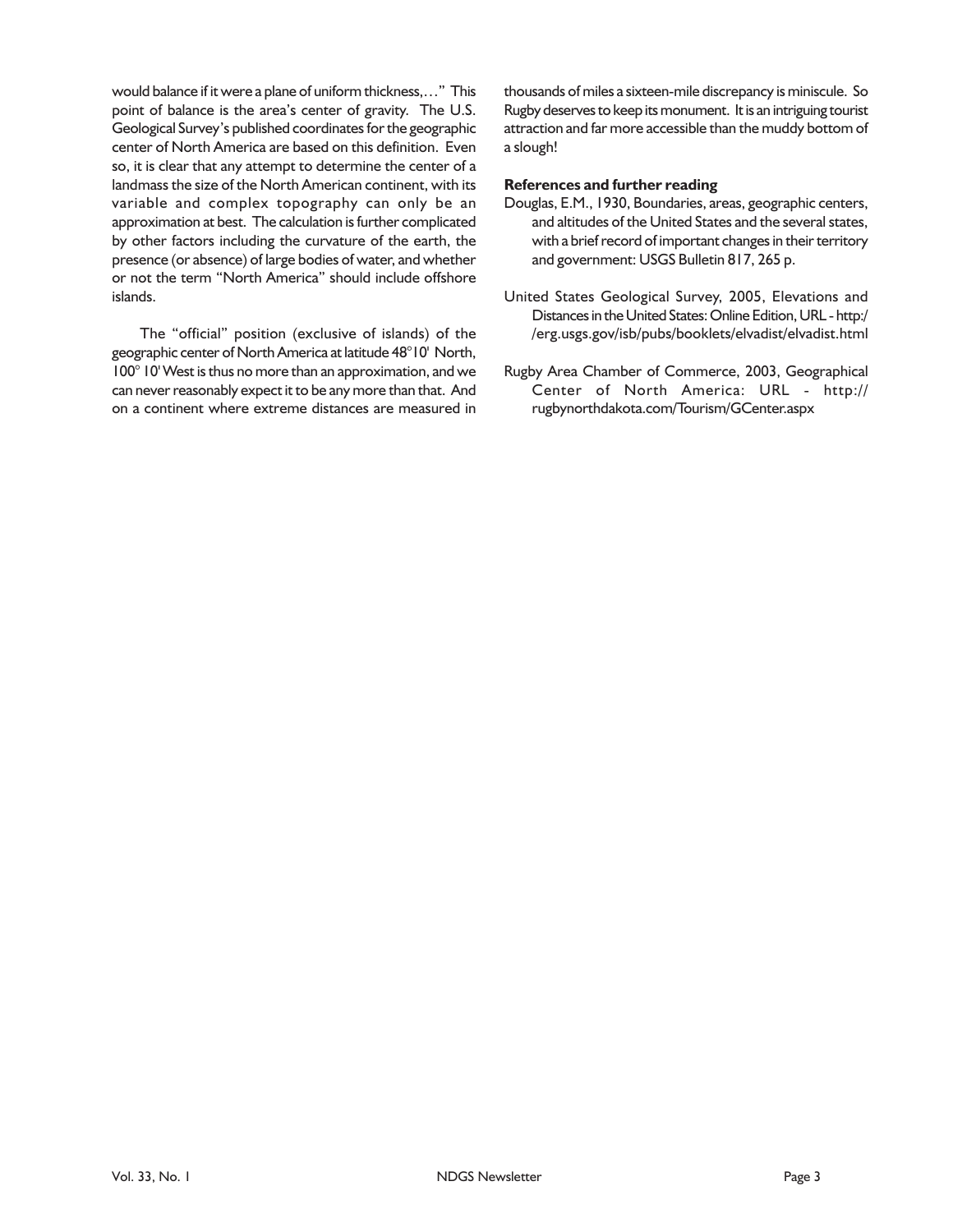would balance if it were a plane of uniform thickness,…" This point of balance is the area's center of gravity. The U.S. Geological Survey's published coordinates for the geographic center of North America are based on this definition. Even so, it is clear that any attempt to determine the center of a landmass the size of the North American continent, with its variable and complex topography can only be an approximation at best. The calculation is further complicated by other factors including the curvature of the earth, the presence (or absence) of large bodies of water, and whether or not the term "North America" should include offshore islands.

The "official" position (exclusive of islands) of the geographic center of North America at latitude 48°10' North, 100° 10' West is thus no more than an approximation, and we can never reasonably expect it to be any more than that. And on a continent where extreme distances are measured in thousands of miles a sixteen-mile discrepancy is miniscule. So Rugby deserves to keep its monument. It is an intriguing tourist attraction and far more accessible than the muddy bottom of a slough!

**References and further reading**

Douglas, E.M., 1930, Boundaries, areas, geographic centers, and altitudes of the United States and the several states, with a brief record of important changes in their territory and government: USGS Bulletin 817, 265 p.

United States Geological Survey, 2005, Elevations and Distances in the United States: Online Edition, URL - http://erg.usgs.gov/isb/pubs/booklets/elvadist/elvadist.html

Rugby Area Chamber of Commerce, 2003, Geographical Center of North America: URL - http://rugbynorthdakota.com/Tourism/GCenter.aspx